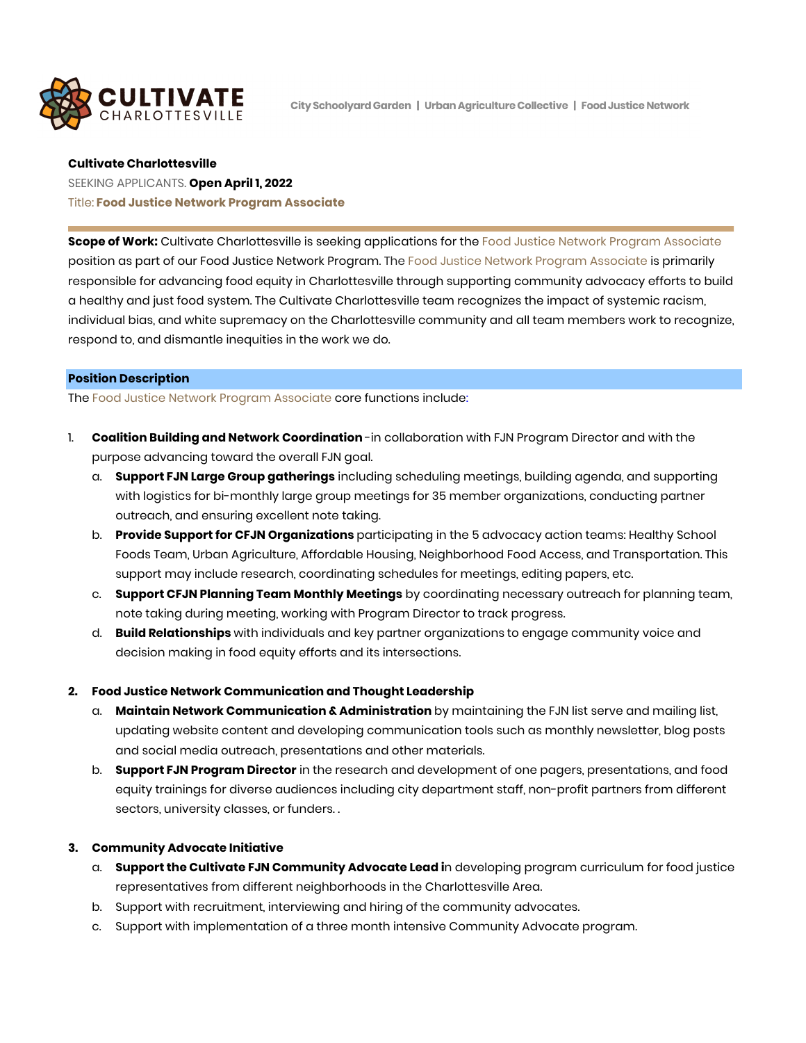# CULTIVATE CHARLOTTESVILLE

City Schoolyard Garden | Urban Agriculture Collective | Food Justice Network

**Cultivate Charlottesville**

SEEKING APPLICANTS. **Open April 1, 2022**

Title: **Food Justice Network Program Associate**

---

**Scope of Work:** Cultivate Charlottesville is seeking applications for the Food Justice Network Program Associate position as part of our Food Justice Network Program. The Food Justice Network Program Associate is primarily responsible for advancing food equity in Charlottesville through supporting community advocacy efforts to build a healthy and just food system. The Cultivate Charlottesville team recognizes the impact of systemic racism, individual bias, and white supremacy on the Charlottesville community and all team members work to recognize, respond to, and dismantle inequities in the work we do.

## Position Description

The Food Justice Network Program Associate core functions include:

1. **Coalition Building and Network Coordination** -in collaboration with FJN Program Director and with the purpose advancing toward the overall FJN goal.
   a. **Support FJN Large Group gatherings** including scheduling meetings, building agenda, and supporting with logistics for bi-monthly large group meetings for 35 member organizations, conducting partner outreach, and ensuring excellent note taking.
   b. **Provide Support for CFJN Organizations** participating in the 5 advocacy action teams: Healthy School Foods Team, Urban Agriculture, Affordable Housing, Neighborhood Food Access, and Transportation. This support may include research, coordinating schedules for meetings, editing papers, etc.
   c. **Support CFJN Planning Team Monthly Meetings** by coordinating necessary outreach for planning team, note taking during meeting, working with Program Director to track progress.
   d. **Build Relationships** with individuals and key partner organizations to engage community voice and decision making in food equity efforts and its intersections.

2. **Food Justice Network Communication and Thought Leadership**
   a. **Maintain Network Communication & Administration** by maintaining the FJN list serve and mailing list, updating website content and developing communication tools such as monthly newsletter, blog posts and social media outreach, presentations and other materials.
   b. **Support FJN Program Director** in the research and development of one pagers, presentations, and food equity trainings for diverse audiences including city department staff, non-profit partners from different sectors, university classes, or funders. .

3. **Community Advocate Initiative**
   a. **Support the Cultivate FJN Community Advocate Lead i**n developing program curriculum for food justice representatives from different neighborhoods in the Charlottesville Area.
   b. Support with recruitment, interviewing and hiring of the community advocates.
   c. Support with implementation of a three month intensive Community Advocate program.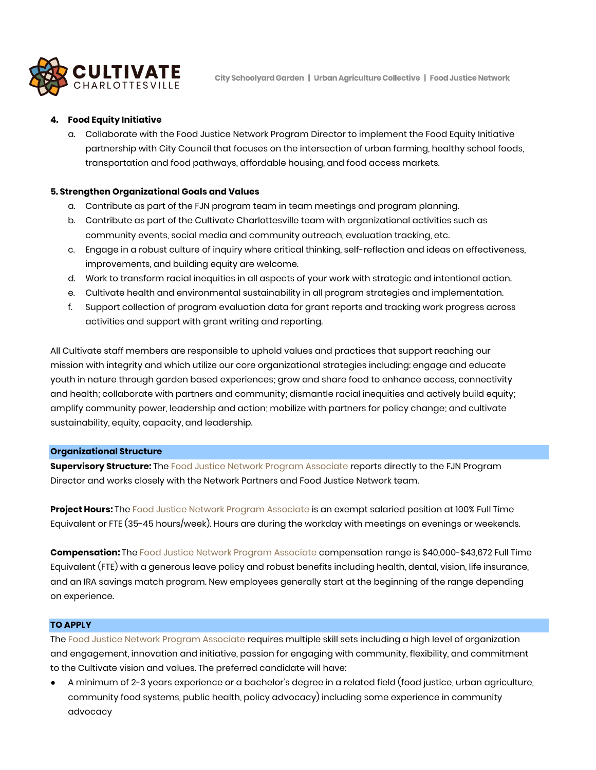4. **Food Equity Initiative**
    a. Collaborate with the Food Justice Network Program Director to implement the Food Equity Initiative partnership with City Council that focuses on the intersection of urban farming, healthy school foods, transportation and food pathways, affordable housing, and food access markets.

**5. Strengthen Organizational Goals and Values**

a. Contribute as part of the FJN program team in team meetings and program planning.
b. Contribute as part of the Cultivate Charlottesville team with organizational activities such as community events, social media and community outreach, evaluation tracking, etc.
c. Engage in a robust culture of inquiry where critical thinking, self-reflection and ideas on effectiveness, improvements, and building equity are welcome.
d. Work to transform racial inequities in all aspects of your work with strategic and intentional action.
e. Cultivate health and environmental sustainability in all program strategies and implementation.
f. Support collection of program evaluation data for grant reports and tracking work progress across activities and support with grant writing and reporting.

All Cultivate staff members are responsible to uphold values and practices that support reaching our mission with integrity and which utilize our core organizational strategies including: engage and educate youth in nature through garden based experiences; grow and share food to enhance access, connectivity and health; collaborate with partners and community; dismantle racial inequities and actively build equity; amplify community power, leadership and action; mobilize with partners for policy change; and cultivate sustainability, equity, capacity, and leadership.

## Organizational Structure

**Supervisory Structure:** The Food Justice Network Program Associate reports directly to the FJN Program Director and works closely with the Network Partners and Food Justice Network team.

**Project Hours:** The Food Justice Network Program Associate is an exempt salaried position at 100% Full Time Equivalent or FTE (35-45 hours/week). Hours are during the workday with meetings on evenings or weekends.

**Compensation:** The Food Justice Network Program Associate compensation range is $40,000-$43,672 Full Time Equivalent (FTE) with a generous leave policy and robust benefits including health, dental, vision, life insurance, and an IRA savings match program. New employees generally start at the beginning of the range depending on experience.

## TO APPLY

The Food Justice Network Program Associate requires multiple skill sets including a high level of organization and engagement, innovation and initiative, passion for engaging with community, flexibility, and commitment to the Cultivate vision and values. The preferred candidate will have:

- A minimum of 2-3 years experience or a bachelor's degree in a related field (food justice, urban agriculture, community food systems, public health, policy advocacy) including some experience in community advocacy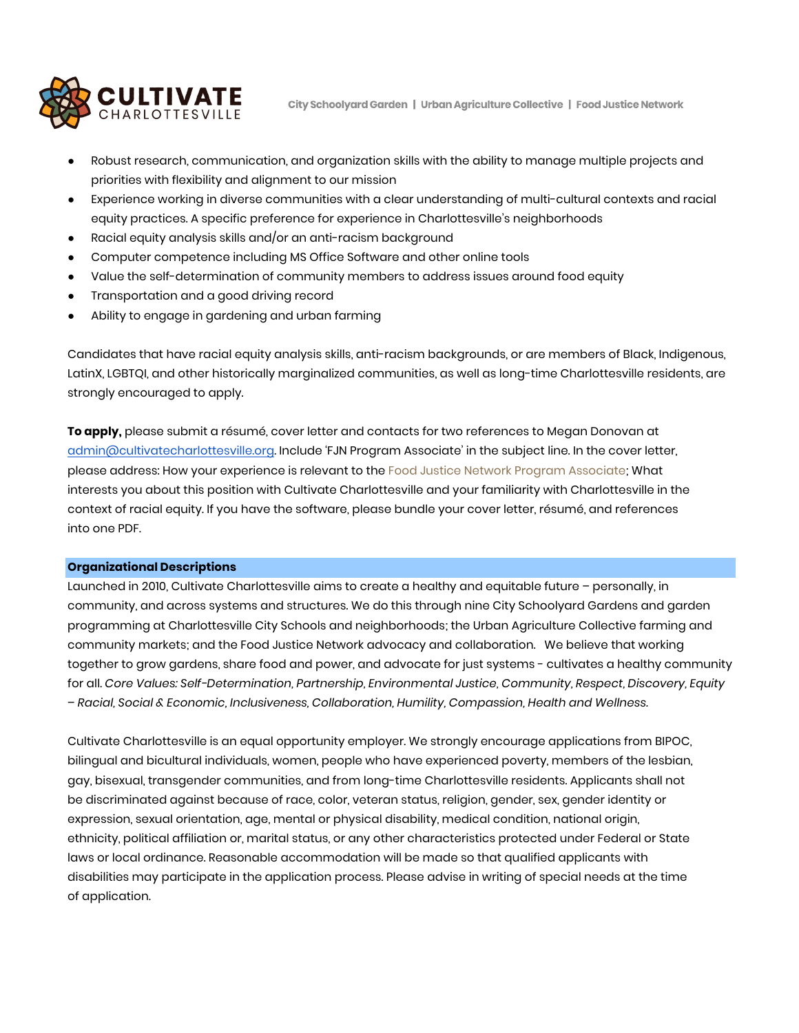- Robust research, communication, and organization skills with the ability to manage multiple projects and priorities with flexibility and alignment to our mission
- Experience working in diverse communities with a clear understanding of multi-cultural contexts and racial equity practices. A specific preference for experience in Charlottesville's neighborhoods
- Racial equity analysis skills and/or an anti-racism background
- Computer competence including MS Office Software and other online tools
- Value the self-determination of community members to address issues around food equity
- Transportation and a good driving record
- Ability to engage in gardening and urban farming

Candidates that have racial equity analysis skills, anti-racism backgrounds, or are members of Black, Indigenous, LatinX, LGBTQI, and other historically marginalized communities, as well as long-time Charlottesville residents, are strongly encouraged to apply.

**To apply,** please submit a résumé, cover letter and contacts for two references to Megan Donovan at admin@cultivatecharlottesville.org. Include 'FJN Program Associate' in the subject line. In the cover letter, please address: How your experience is relevant to the Food Justice Network Program Associate; What interests you about this position with Cultivate Charlottesville and your familiarity with Charlottesville in the context of racial equity. If you have the software, please bundle your cover letter, résumé, and references into one PDF.

**Organizational Descriptions**

Launched in 2010, Cultivate Charlottesville aims to create a healthy and equitable future – personally, in community, and across systems and structures. We do this through nine City Schoolyard Gardens and garden programming at Charlottesville City Schools and neighborhoods; the Urban Agriculture Collective farming and community markets; and the Food Justice Network advocacy and collaboration. We believe that working together to grow gardens, share food and power, and advocate for just systems - cultivates a healthy community for all. *Core Values: Self-Determination, Partnership, Environmental Justice, Community, Respect, Discovery, Equity – Racial, Social & Economic, Inclusiveness, Collaboration, Humility, Compassion, Health and Wellness.*

Cultivate Charlottesville is an equal opportunity employer. We strongly encourage applications from BIPOC, bilingual and bicultural individuals, women, people who have experienced poverty, members of the lesbian, gay, bisexual, transgender communities, and from long-time Charlottesville residents. Applicants shall not be discriminated against because of race, color, veteran status, religion, gender, sex, gender identity or expression, sexual orientation, age, mental or physical disability, medical condition, national origin, ethnicity, political affiliation or, marital status, or any other characteristics protected under Federal or State laws or local ordinance. Reasonable accommodation will be made so that qualified applicants with disabilities may participate in the application process. Please advise in writing of special needs at the time of application.